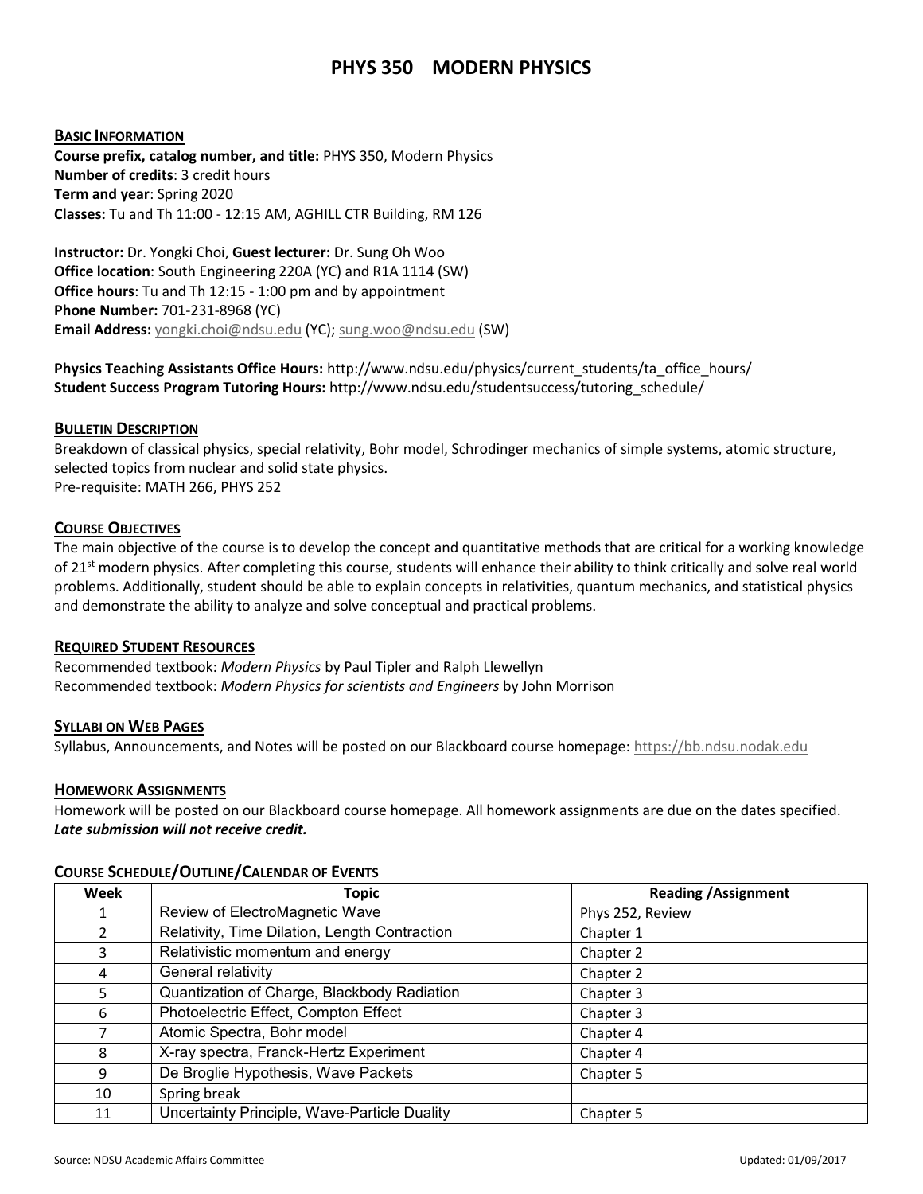# PHYS 350 MODERN PHYSICS

## BASIC INFORMATION

**Course prefix, catalog number, and title:** PHYS 350, Modern Physics
**Number of credits**: 3 credit hours
**Term and year**: Spring 2020
**Classes:** Tu and Th 11:00 - 12:15 AM, AGHILL CTR Building, RM 126

**Instructor:** Dr. Yongki Choi, **Guest lecturer:** Dr. Sung Oh Woo
**Office location**: South Engineering 220A (YC) and R1A 1114 (SW)
**Office hours**: Tu and Th 12:15 - 1:00 pm and by appointment
**Phone Number:** 701-231-8968 (YC)
**Email Address:** yongki.choi@ndsu.edu (YC); sung.woo@ndsu.edu (SW)

**Physics Teaching Assistants Office Hours:** http://www.ndsu.edu/physics/current_students/ta_office_hours/
**Student Success Program Tutoring Hours:** http://www.ndsu.edu/studentsuccess/tutoring_schedule/

## BULLETIN DESCRIPTION

Breakdown of classical physics, special relativity, Bohr model, Schrodinger mechanics of simple systems, atomic structure, selected topics from nuclear and solid state physics.
Pre-requisite: MATH 266, PHYS 252

## COURSE OBJECTIVES

The main objective of the course is to develop the concept and quantitative methods that are critical for a working knowledge of 21st modern physics. After completing this course, students will enhance their ability to think critically and solve real world problems. Additionally, student should be able to explain concepts in relativities, quantum mechanics, and statistical physics and demonstrate the ability to analyze and solve conceptual and practical problems.

## REQUIRED STUDENT RESOURCES

Recommended textbook: *Modern Physics* by Paul Tipler and Ralph Llewellyn
Recommended textbook: *Modern Physics for scientists and Engineers* by John Morrison

## SYLLABI ON WEB PAGES

Syllabus, Announcements, and Notes will be posted on our Blackboard course homepage: https://bb.ndsu.nodak.edu

## HOMEWORK ASSIGNMENTS

Homework will be posted on our Blackboard course homepage. All homework assignments are due on the dates specified. ***Late submission will not receive credit.***

## COURSE SCHEDULE/OUTLINE/CALENDAR OF EVENTS

| Week | Topic | Reading /Assignment |
|---|---|---|
| 1 | Review of ElectroMagnetic Wave | Phys 252, Review |
| 2 | Relativity, Time Dilation, Length Contraction | Chapter 1 |
| 3 | Relativistic momentum and energy | Chapter 2 |
| 4 | General relativity | Chapter 2 |
| 5 | Quantization of Charge, Blackbody Radiation | Chapter 3 |
| 6 | Photoelectric Effect, Compton Effect | Chapter 3 |
| 7 | Atomic Spectra, Bohr model | Chapter 4 |
| 8 | X-ray spectra, Franck-Hertz Experiment | Chapter 4 |
| 9 | De Broglie Hypothesis, Wave Packets | Chapter 5 |
| 10 | Spring break | |
| 11 | Uncertainty Principle, Wave-Particle Duality | Chapter 5 |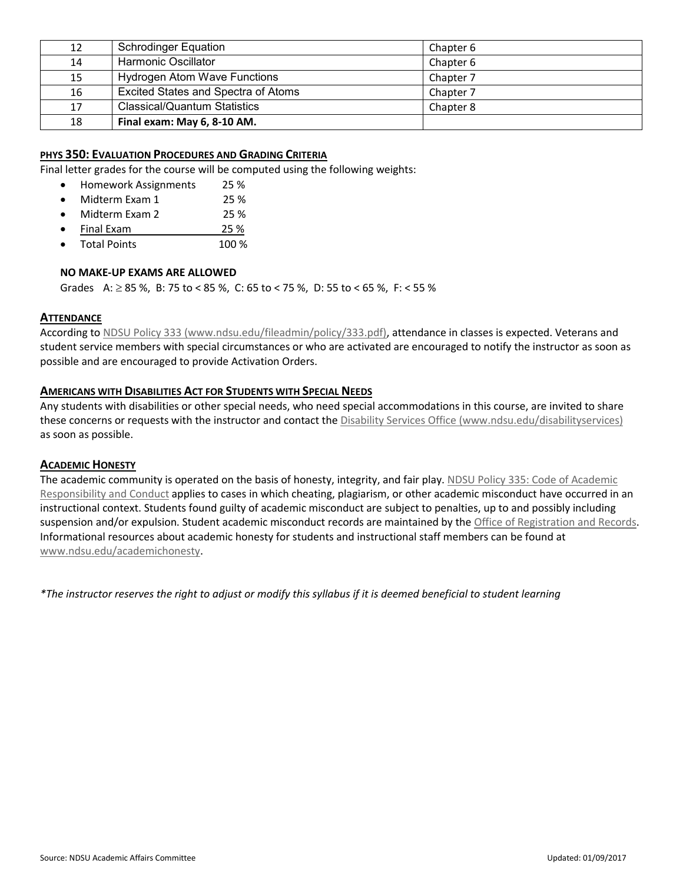| | | |
|---|---|---|
| 12 | Schrodinger Equation | Chapter 6 |
| 14 | Harmonic Oscillator | Chapter 6 |
| 15 | Hydrogen Atom Wave Functions | Chapter 7 |
| 16 | Excited States and Spectra of Atoms | Chapter 7 |
| 17 | Classical/Quantum Statistics | Chapter 8 |
| 18 | **Final exam: May 6, 8-10 AM.** | |

### PHYS 350: EVALUATION PROCEDURES AND GRADING CRITERIA

Final letter grades for the course will be computed using the following weights:

- Homework Assignments 25 %
- Midterm Exam 1 25 %
- Midterm Exam 2 25 %
- Final Exam 25 %
- Total Points 100 %

**NO MAKE-UP EXAMS ARE ALLOWED**

Grades A: $\geq$ 85 %, B: 75 to < 85 %, C: 65 to < 75 %, D: 55 to < 65 %, F: < 55 %

### ATTENDANCE

According to NDSU Policy 333 (www.ndsu.edu/fileadmin/policy/333.pdf), attendance in classes is expected. Veterans and student service members with special circumstances or who are activated are encouraged to notify the instructor as soon as possible and are encouraged to provide Activation Orders.

### AMERICANS WITH DISABILITIES ACT FOR STUDENTS WITH SPECIAL NEEDS

Any students with disabilities or other special needs, who need special accommodations in this course, are invited to share these concerns or requests with the instructor and contact the Disability Services Office (www.ndsu.edu/disabilityservices) as soon as possible.

### ACADEMIC HONESTY

The academic community is operated on the basis of honesty, integrity, and fair play. NDSU Policy 335: Code of Academic Responsibility and Conduct applies to cases in which cheating, plagiarism, or other academic misconduct have occurred in an instructional context. Students found guilty of academic misconduct are subject to penalties, up to and possibly including suspension and/or expulsion. Student academic misconduct records are maintained by the Office of Registration and Records. Informational resources about academic honesty for students and instructional staff members can be found at www.ndsu.edu/academichonesty.

*\*The instructor reserves the right to adjust or modify this syllabus if it is deemed beneficial to student learning*